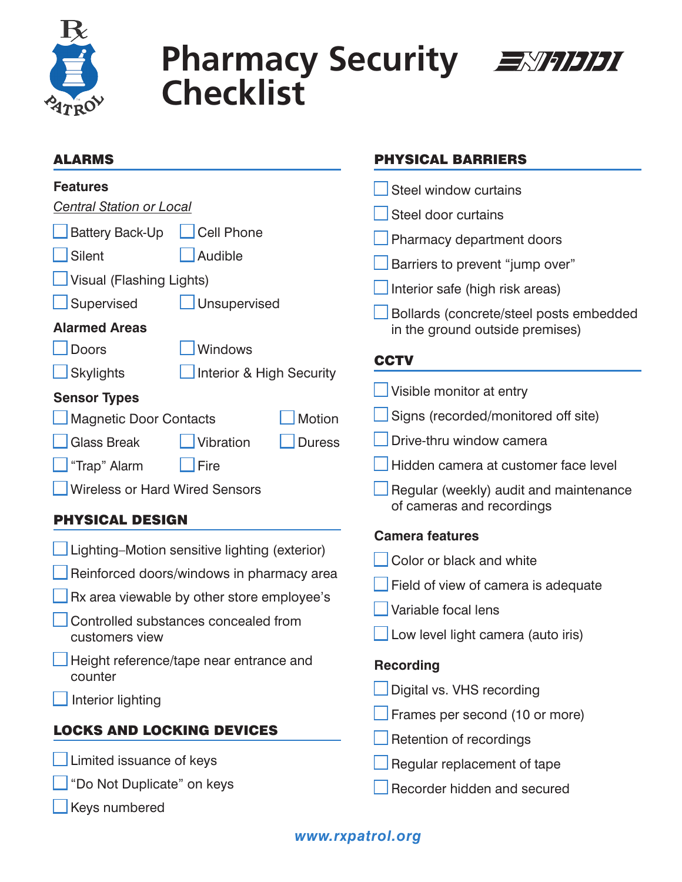# Pharmacy Security Checklist

## ALARMS

### Features

*Central Station or Local*

- ☐ Battery Back-Up
- ☐ Cell Phone
- ☐ Silent
- ☐ Audible
- ☐ Visual (Flashing Lights)
- ☐ Supervised
- ☐ Unsupervised

### Alarmed Areas

- ☐ Doors
- ☐ Windows
- ☐ Skylights
- ☐ Interior & High Security

### Sensor Types

- ☐ Magnetic Door Contacts
- ☐ Motion
- ☐ Glass Break
- ☐ Vibration
- ☐ Duress
- ☐ "Trap" Alarm
- ☐ Fire
- ☐ Wireless or Hard Wired Sensors

## PHYSICAL DESIGN

- ☐ Lighting–Motion sensitive lighting (exterior)
- ☐ Reinforced doors/windows in pharmacy area
- ☐ Rx area viewable by other store employee's
- ☐ Controlled substances concealed from customers view
- ☐ Height reference/tape near entrance and counter
- ☐ Interior lighting

## LOCKS AND LOCKING DEVICES

- ☐ Limited issuance of keys
- ☐ "Do Not Duplicate" on keys
- ☐ Keys numbered

## PHYSICAL BARRIERS

- ☐ Steel window curtains
- ☐ Steel door curtains
- ☐ Pharmacy department doors
- ☐ Barriers to prevent "jump over"
- ☐ Interior safe (high risk areas)
- ☐ Bollards (concrete/steel posts embedded in the ground outside premises)

## CCTV

- ☐ Visible monitor at entry
- ☐ Signs (recorded/monitored off site)
- ☐ Drive-thru window camera
- ☐ Hidden camera at customer face level
- ☐ Regular (weekly) audit and maintenance of cameras and recordings

### Camera features

- ☐ Color or black and white
- ☐ Field of view of camera is adequate
- ☐ Variable focal lens
- ☐ Low level light camera (auto iris)

### Recording

- ☐ Digital vs. VHS recording
- ☐ Frames per second (10 or more)
- ☐ Retention of recordings
- ☐ Regular replacement of tape
- ☐ Recorder hidden and secured

**www.rxpatrol.org**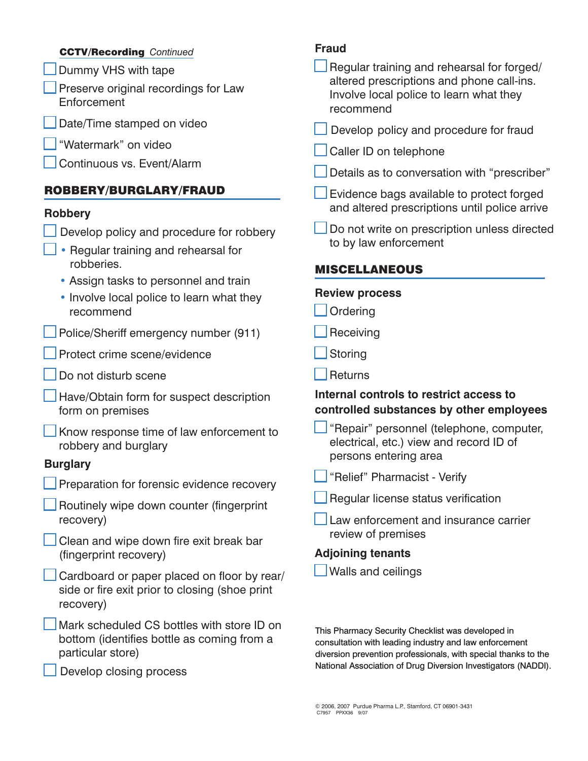**CCTV/Recording** *Continued*

- ☐ Dummy VHS with tape
- ☐ Preserve original recordings for Law Enforcement
- ☐ Date/Time stamped on video
- ☐ "Watermark" on video
- ☐ Continuous vs. Event/Alarm

## ROBBERY/BURGLARY/FRAUD

### Robbery

- ☐ Develop policy and procedure for robbery
- ☐ • Regular training and rehearsal for robberies.
  - • Assign tasks to personnel and train
  - • Involve local police to learn what they recommend
- ☐ Police/Sheriff emergency number (911)
- ☐ Protect crime scene/evidence
- ☐ Do not disturb scene
- ☐ Have/Obtain form for suspect description form on premises
- ☐ Know response time of law enforcement to robbery and burglary

### Burglary

- ☐ Preparation for forensic evidence recovery
- ☐ Routinely wipe down counter (fingerprint recovery)
- ☐ Clean and wipe down fire exit break bar (fingerprint recovery)
- ☐ Cardboard or paper placed on floor by rear/side or fire exit prior to closing (shoe print recovery)
- ☐ Mark scheduled CS bottles with store ID on bottom (identifies bottle as coming from a particular store)
- ☐ Develop closing process

### Fraud

- ☐ Regular training and rehearsal for forged/altered prescriptions and phone call-ins. Involve local police to learn what they recommend
- ☐ Develop policy and procedure for fraud
- ☐ Caller ID on telephone
- ☐ Details as to conversation with "prescriber"
- ☐ Evidence bags available to protect forged and altered prescriptions until police arrive
- ☐ Do not write on prescription unless directed to by law enforcement

## MISCELLANEOUS

### Review process

- ☐ Ordering
- ☐ Receiving
- ☐ Storing
- ☐ Returns

### Internal controls to restrict access to controlled substances by other employees

- ☐ "Repair" personnel (telephone, computer, electrical, etc.) view and record ID of persons entering area
- ☐ "Relief" Pharmacist - Verify
- ☐ Regular license status verification
- ☐ Law enforcement and insurance carrier review of premises

### Adjoining tenants

- ☐ Walls and ceilings

This Pharmacy Security Checklist was developed in consultation with leading industry and law enforcement diversion prevention professionals, with special thanks to the National Association of Drug Diversion Investigators (NADDI).

© 2006, 2007 Purdue Pharma L.P., Stamford, CT 06901-3431
C7957 PPXX36 9/07